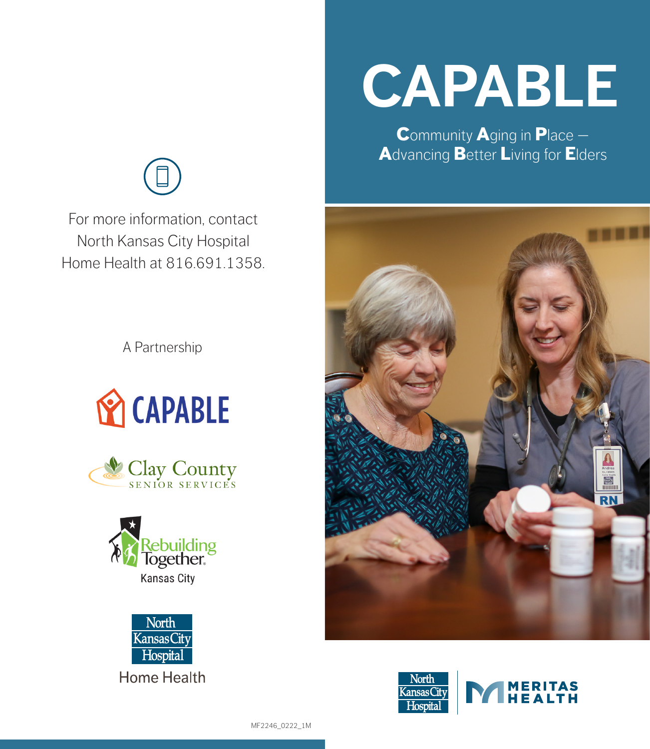# CAPABLE

**C**ommunity **A**ging in **P**lace — **A**dvancing **B**etter **L**iving for **E**lders

For more information, contact North Kansas City Hospital Home Health at 816.691.1358.

A Partnership

CAPABLE

Clay County Senior Services

Rebuilding Together Kansas City

North Kansas City Hospital Home Health

North Kansas City Hospital | Meritas Health

MF2246_0222_1M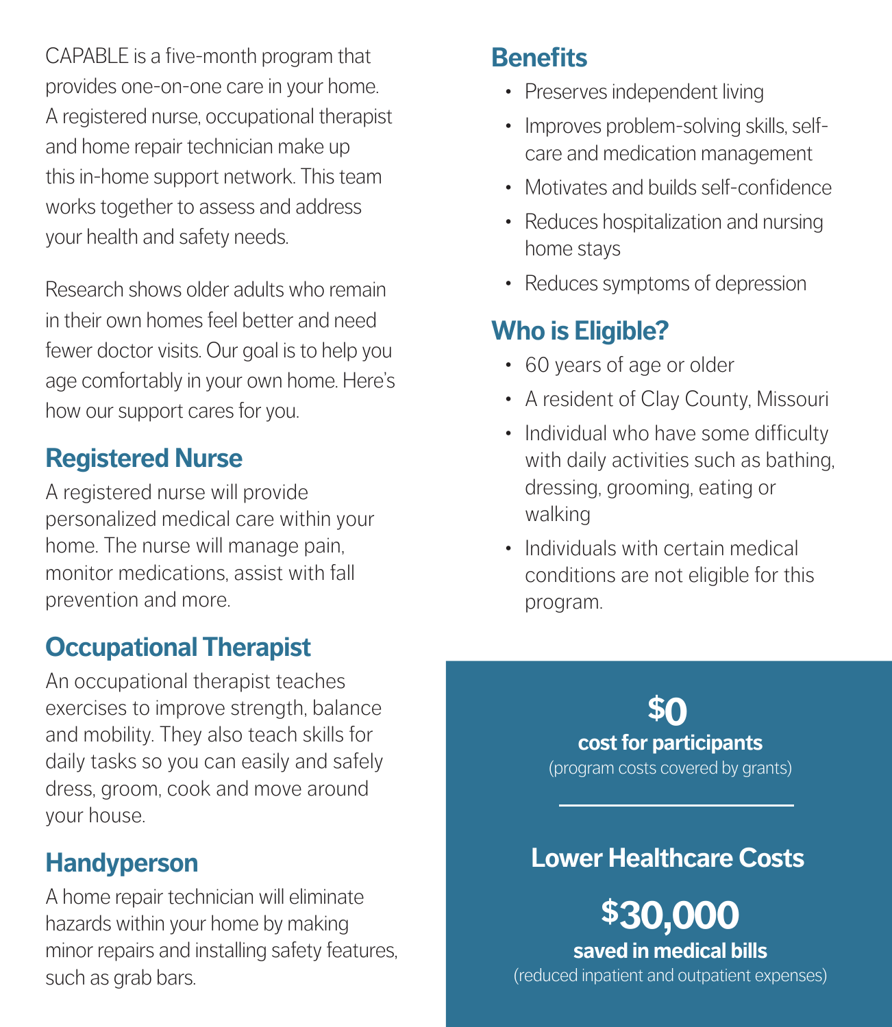CAPABLE is a five-month program that provides one-on-one care in your home. A registered nurse, occupational therapist and home repair technician make up this in-home support network. This team works together to assess and address your health and safety needs.

Research shows older adults who remain in their own homes feel better and need fewer doctor visits. Our goal is to help you age comfortably in your own home. Here's how our support cares for you.

## Registered Nurse

A registered nurse will provide personalized medical care within your home. The nurse will manage pain, monitor medications, assist with fall prevention and more.

## Occupational Therapist

An occupational therapist teaches exercises to improve strength, balance and mobility. They also teach skills for daily tasks so you can easily and safely dress, groom, cook and move around your house.

## Handyperson

A home repair technician will eliminate hazards within your home by making minor repairs and installing safety features, such as grab bars.

## Benefits

- Preserves independent living
- Improves problem-solving skills, self-care and medication management
- Motivates and builds self-confidence
- Reduces hospitalization and nursing home stays
- Reduces symptoms of depression

## Who is Eligible?

- 60 years of age or older
- A resident of Clay County, Missouri
- Individual who have some difficulty with daily activities such as bathing, dressing, grooming, eating or walking
- Individuals with certain medical conditions are not eligible for this program.

**$0**

**cost for participants**

(program costs covered by grants)

**Lower Healthcare Costs**

**$30,000**

**saved in medical bills**

(reduced inpatient and outpatient expenses)